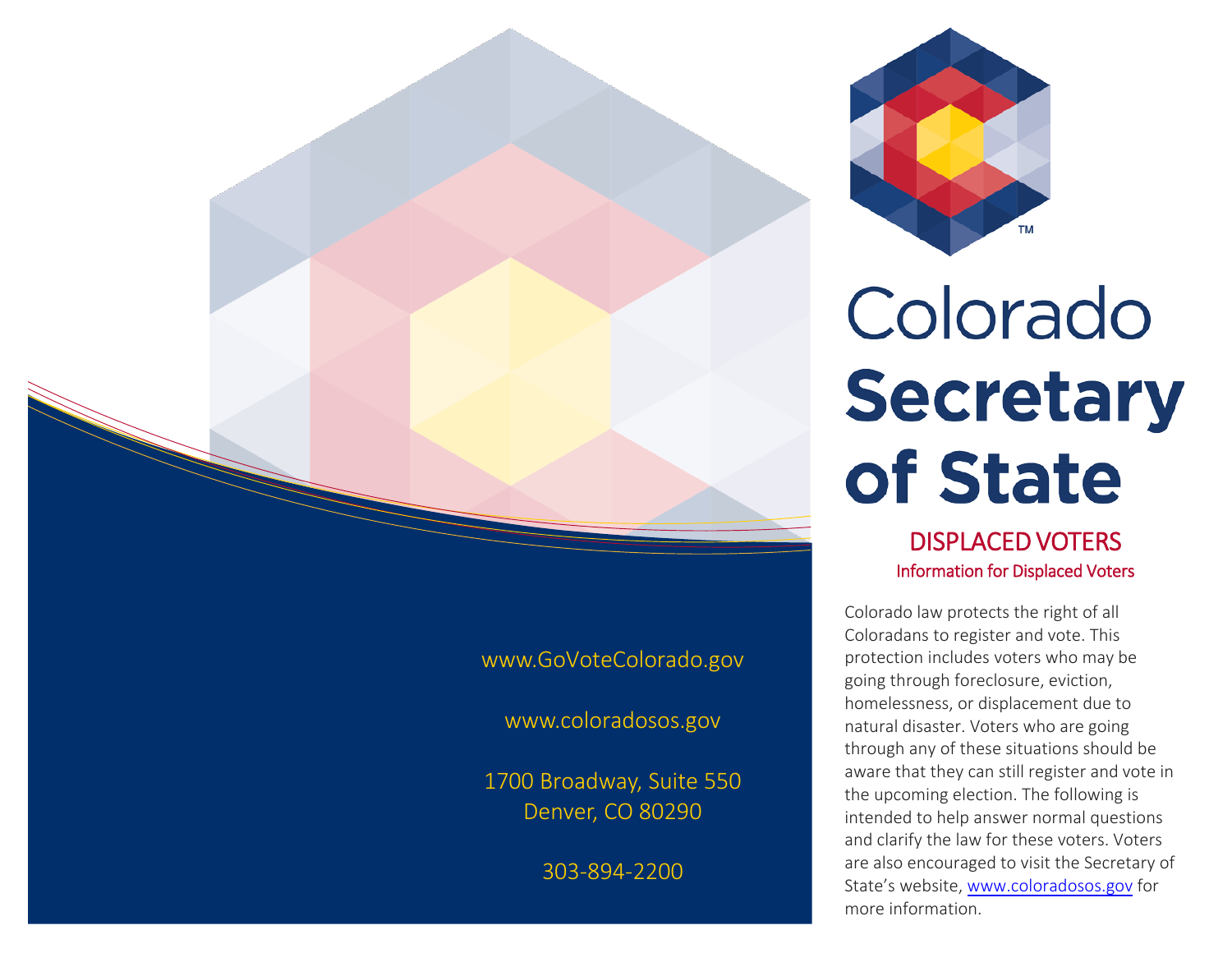www.GoVoteColorado.gov

www.coloradosos.gov

1700 Broadway, Suite 550
Denver, CO 80290

303-894-2200

# Colorado **Secretary of State**

## DISPLACED VOTERS

### Information for Displaced Voters

Colorado law protects the right of all Coloradans to register and vote. This protection includes voters who may be going through foreclosure, eviction, homelessness, or displacement due to natural disaster. Voters who are going through any of these situations should be aware that they can still register and vote in the upcoming election. The following is intended to help answer normal questions and clarify the law for these voters. Voters are also encouraged to visit the Secretary of State's website, www.coloradosos.gov for more information.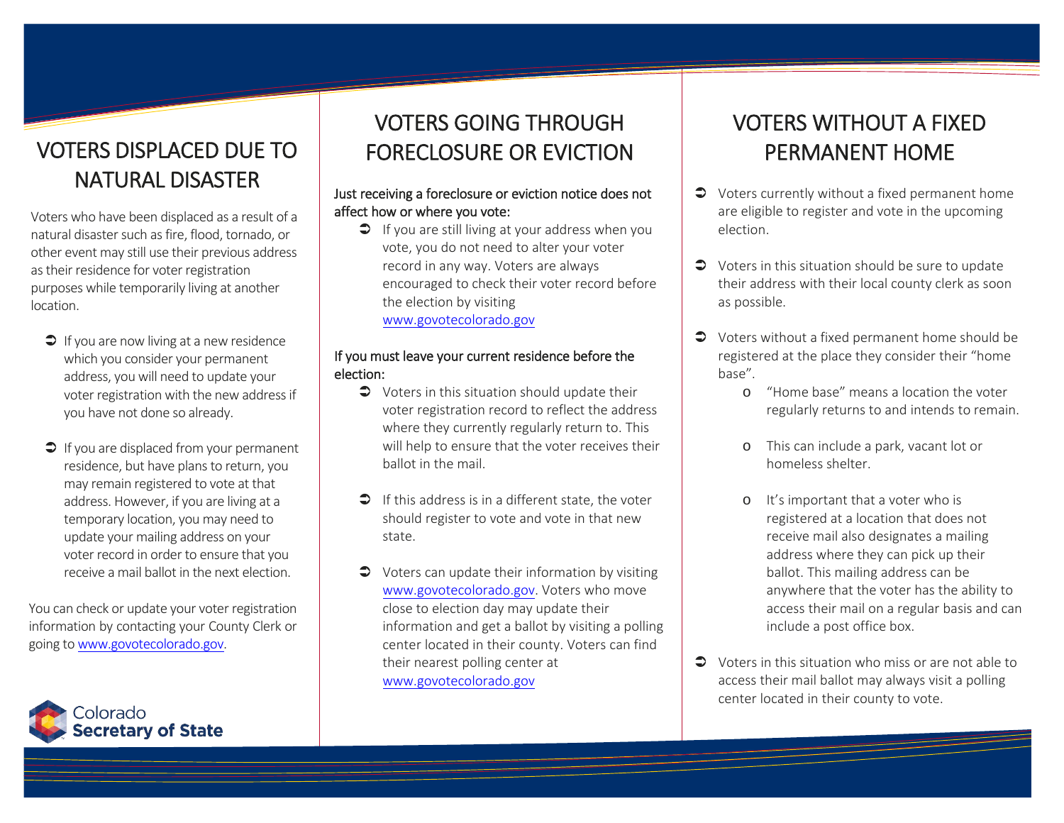## VOTERS DISPLACED DUE TO NATURAL DISASTER

Voters who have been displaced as a result of a natural disaster such as fire, flood, tornado, or other event may still use their previous address as their residence for voter registration purposes while temporarily living at another location.

- If you are now living at a new residence which you consider your permanent address, you will need to update your voter registration with the new address if you have not done so already.
- If you are displaced from your permanent residence, but have plans to return, you may remain registered to vote at that address. However, if you are living at a temporary location, you may need to update your mailing address on your voter record in order to ensure that you receive a mail ballot in the next election.

You can check or update your voter registration information by contacting your County Clerk or going to www.govotecolorado.gov.

Colorado Secretary of State

## VOTERS GOING THROUGH FORECLOSURE OR EVICTION

Just receiving a foreclosure or eviction notice does not affect how or where you vote:

- If you are still living at your address when you vote, you do not need to alter your voter record in any way. Voters are always encouraged to check their voter record before the election by visiting www.govotecolorado.gov

If you must leave your current residence before the election:

- Voters in this situation should update their voter registration record to reflect the address where they currently regularly return to. This will help to ensure that the voter receives their ballot in the mail.
- If this address is in a different state, the voter should register to vote and vote in that new state.
- Voters can update their information by visiting www.govotecolorado.gov. Voters who move close to election day may update their information and get a ballot by visiting a polling center located in their county. Voters can find their nearest polling center at www.govotecolorado.gov

## VOTERS WITHOUT A FIXED PERMANENT HOME

- Voters currently without a fixed permanent home are eligible to register and vote in the upcoming election.
- Voters in this situation should be sure to update their address with their local county clerk as soon as possible.
- Voters without a fixed permanent home should be registered at the place they consider their "home base".
  - "Home base" means a location the voter regularly returns to and intends to remain.
  - This can include a park, vacant lot or homeless shelter.
  - It's important that a voter who is registered at a location that does not receive mail also designates a mailing address where they can pick up their ballot. This mailing address can be anywhere that the voter has the ability to access their mail on a regular basis and can include a post office box.
- Voters in this situation who miss or are not able to access their mail ballot may always visit a polling center located in their county to vote.